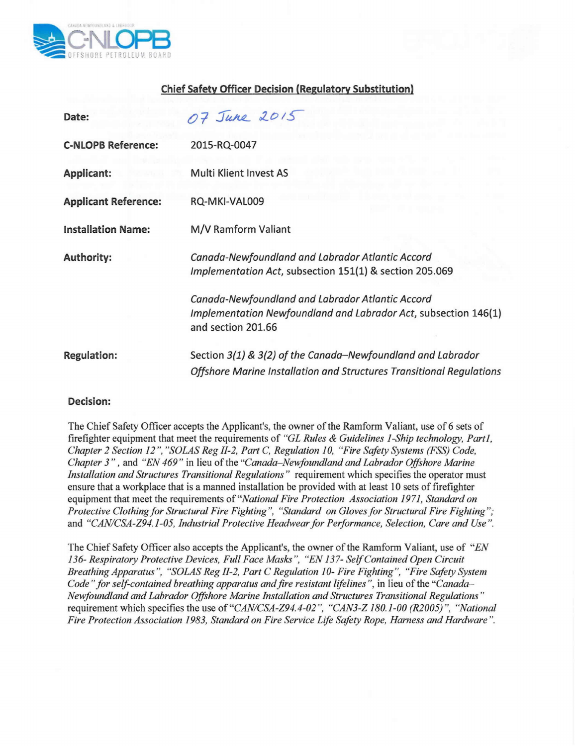CANADA-NEWFOUNDLAND & LABRADOR
C-NLOPB
OFFSHORE PETROLEUM BOARD

## Chief Safety Officer Decision (Regulatory Substitution)

| | |
|---|---|
| **Date:** | 07 June 2015 |
| **C-NLOPB Reference:** | 2015-RQ-0047 |
| **Applicant:** | Multi Klient Invest AS |
| **Applicant Reference:** | RQ-MKI-VAL009 |
| **Installation Name:** | M/V Ramform Valiant |
| **Authority:** | *Canada-Newfoundland and Labrador Atlantic Accord Implementation Act*, subsection 151(1) & section 205.069<br><br>*Canada-Newfoundland and Labrador Atlantic Accord Implementation Newfoundland and Labrador Act*, subsection 146(1) and section 201.66 |
| **Regulation:** | Section *3(1) & 3(2) of the Canada–Newfoundland and Labrador Offshore Marine Installation and Structures Transitional Regulations* |

### Decision:

The Chief Safety Officer accepts the Applicant's, the owner of the Ramform Valiant, use of 6 sets of firefighter equipment that meet the requirements of *"GL Rules & Guidelines 1-Ship technology, Part1, Chapter 2 Section 12"*, *"SOLAS Reg II-2, Part C, Regulation 10, "Fire Safety Systems (FSS) Code, Chapter 3"*, and *"EN 469"* in lieu of the *"Canada–Newfoundland and Labrador Offshore Marine Installation and Structures Transitional Regulations"* requirement which specifies the operator must ensure that a workplace that is a manned installation be provided with at least 10 sets of firefighter equipment that meet the requirements of *"National Fire Protection Association 1971, Standard on Protective Clothing for Structural Fire Fighting"*, *"Standard on Gloves for Structural Fire Fighting"*; and *"CAN/CSA-Z94.1-05, Industrial Protective Headwear for Performance, Selection, Care and Use"*.

The Chief Safety Officer also accepts the Applicant's, the owner of the Ramform Valiant, use of *"EN 136- Respiratory Protective Devices, Full Face Masks"*, *"EN 137- Self Contained Open Circuit Breathing Apparatus"*, *"SOLAS Reg II-2, Part C Regulation 10- Fire Fighting"*, *"Fire Safety System Code" for self-contained breathing apparatus and fire resistant lifelines"*, in lieu of the *"Canada–Newfoundland and Labrador Offshore Marine Installation and Structures Transitional Regulations"* requirement which specifies the use of *"CAN/CSA-Z94.4-02"*, *"CAN3-Z 180.1-00 (R2005)"*, *"National Fire Protection Association 1983, Standard on Fire Service Life Safety Rope, Harness and Hardware"*.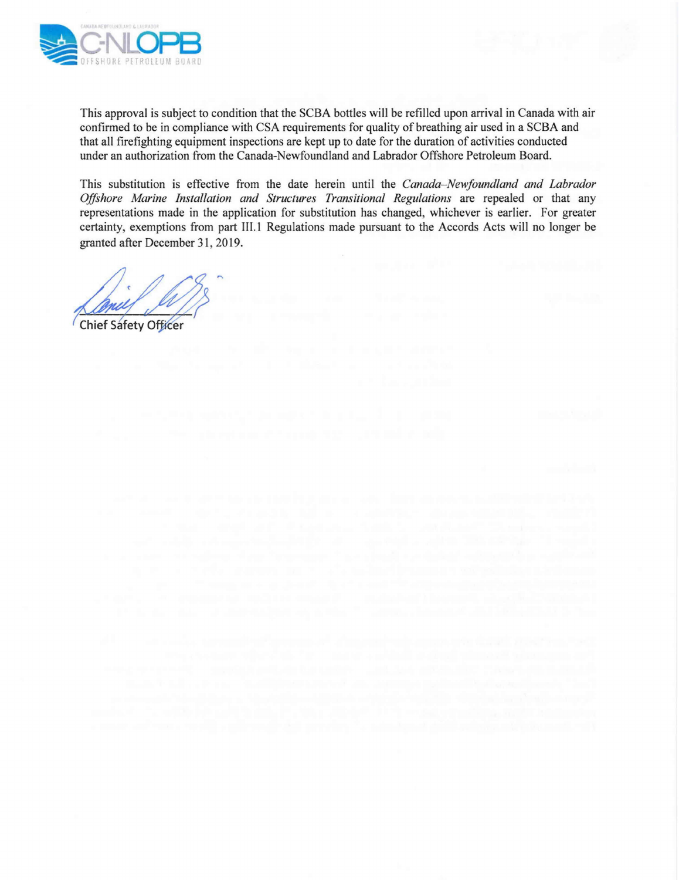This approval is subject to condition that the SCBA bottles will be refilled upon arrival in Canada with air confirmed to be in compliance with CSA requirements for quality of breathing air used in a SCBA and that all firefighting equipment inspections are kept up to date for the duration of activities conducted under an authorization from the Canada-Newfoundland and Labrador Offshore Petroleum Board.

This substitution is effective from the date herein until the *Canada–Newfoundland and Labrador Offshore Marine Installation and Structures Transitional Regulations* are repealed or that any representations made in the application for substitution has changed, whichever is earlier. For greater certainty, exemptions from part III.1 Regulations made pursuant to the Accords Acts will no longer be granted after December 31, 2019.

Chief Safety Officer